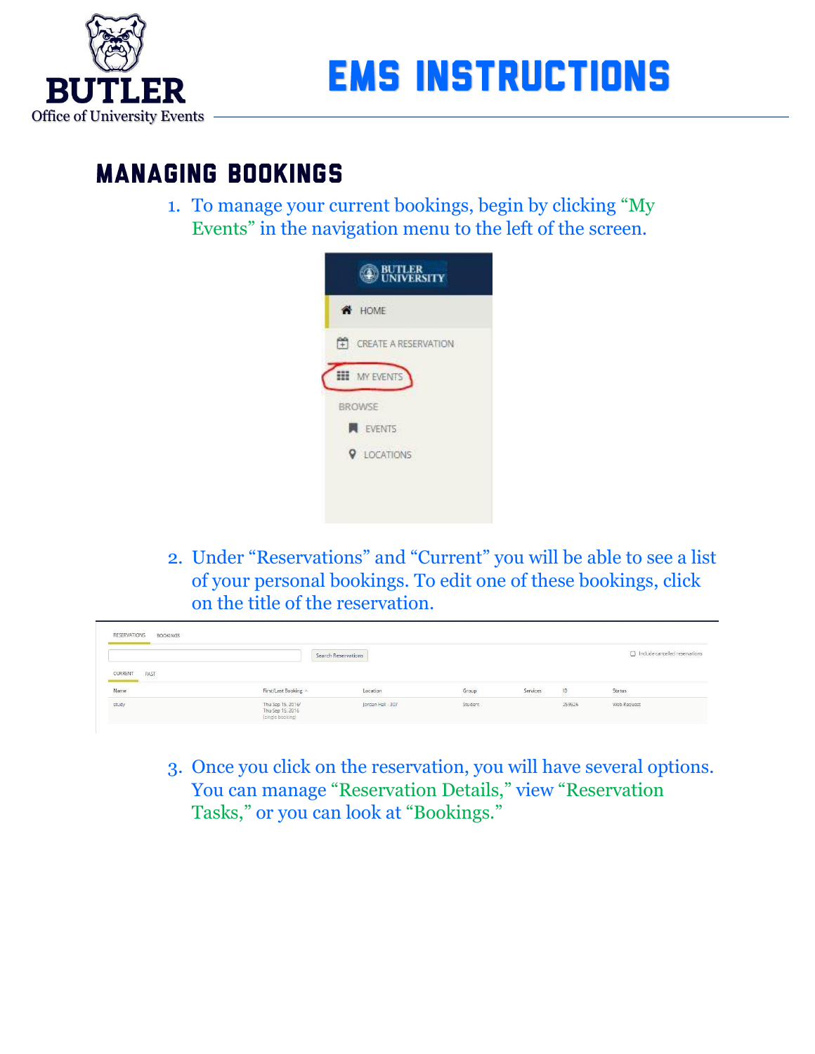# EMS INSTRUCTIONS

BUTLER
Office of University Events

## MANAGING BOOKINGS

1. To manage your current bookings, begin by clicking "My Events" in the navigation menu to the left of the screen.

2. Under "Reservations" and "Current" you will be able to see a list of your personal bookings. To edit one of these bookings, click on the title of the reservation.

3. Once you click on the reservation, you will have several options. You can manage "Reservation Details," view "Reservation Tasks," or you can look at "Bookings."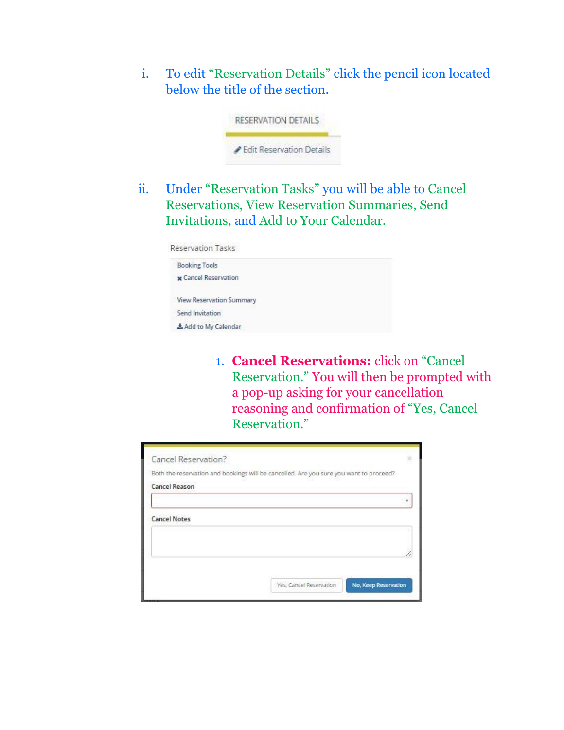i. To edit "Reservation Details" click the pencil icon located below the title of the section.

ii. Under "Reservation Tasks" you will be able to Cancel Reservations, View Reservation Summaries, Send Invitations, and Add to Your Calendar.

1. **Cancel Reservations:** click on "Cancel Reservation." You will then be prompted with a pop-up asking for your cancellation reasoning and confirmation of "Yes, Cancel Reservation."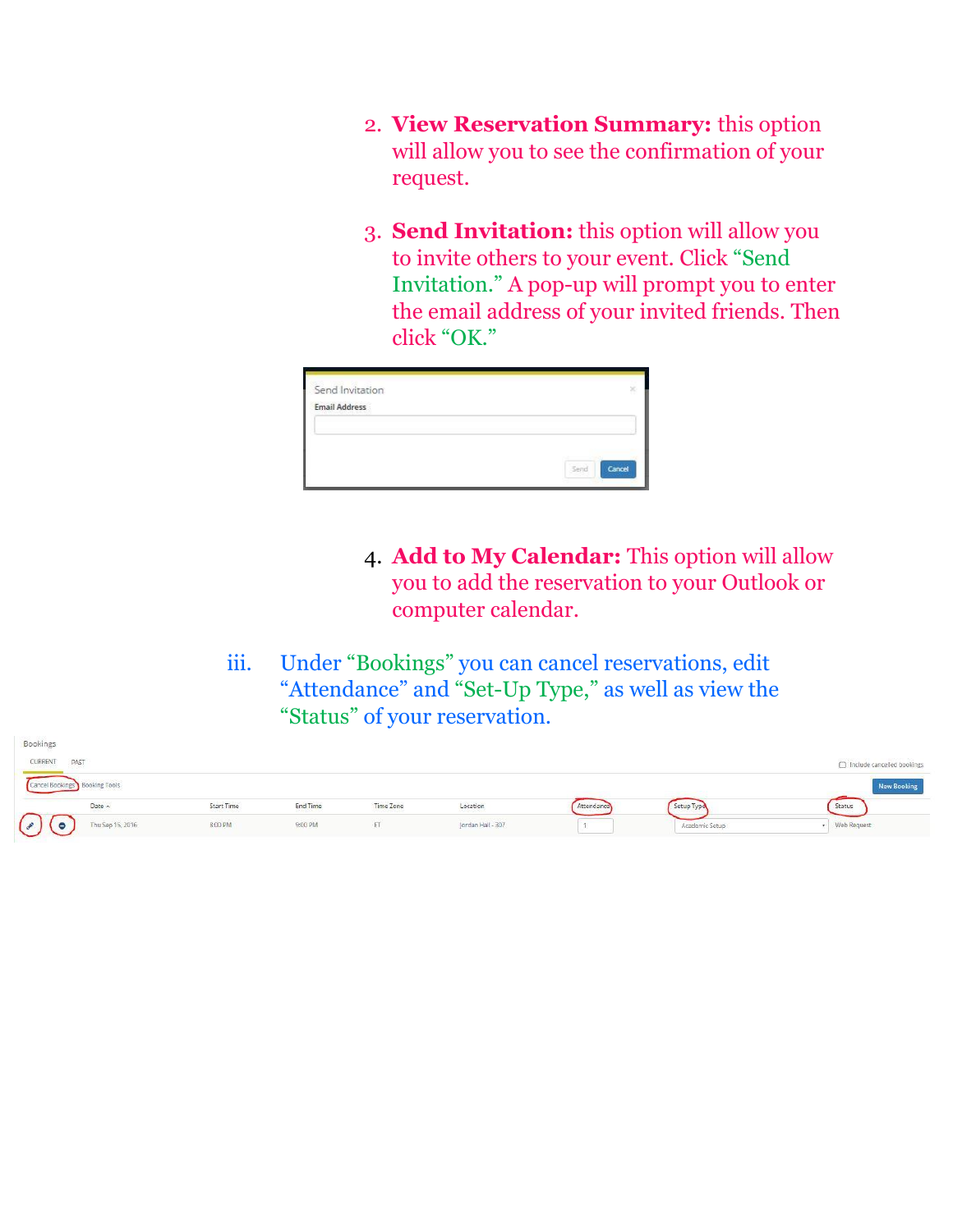2. **View Reservation Summary:** this option will allow you to see the confirmation of your request.

3. **Send Invitation:** this option will allow you to invite others to your event. Click "Send Invitation." A pop-up will prompt you to enter the email address of your invited friends. Then click "OK."

4. **Add to My Calendar:** This option will allow you to add the reservation to your Outlook or computer calendar.

iii. Under "Bookings" you can cancel reservations, edit "Attendance" and "Set-Up Type," as well as view the "Status" of your reservation.